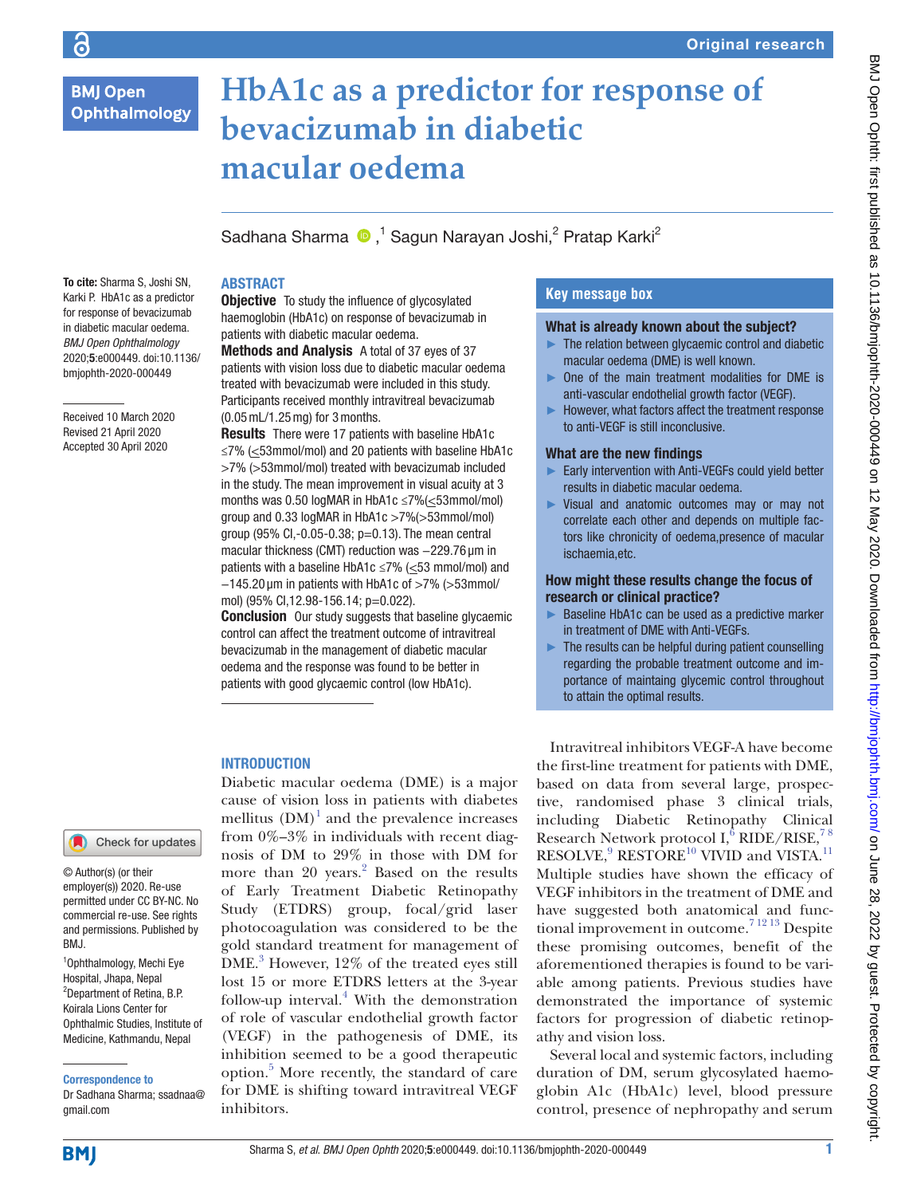Original research

# HbA1c as a predictor for response of bevacizumab in diabetic macular oedema

Sadhana Sharma [1], Sagun Narayan Joshi [2], Pratap Karki [2]

**To cite:** Sharma S, Joshi SN, Karki P. HbA1c as a predictor for response of bevacizumab in diabetic macular oedema. *BMJ Open Ophthalmology* 2020;**5**:e000449. doi:10.1136/bmjophth-2020-000449

Received 10 March 2020
Revised 21 April 2020
Accepted 30 April 2020

## ABSTRACT

**Objective** To study the influence of glycosylated haemoglobin (HbA1c) on response of bevacizumab in patients with diabetic macular oedema.

**Methods and Analysis** A total of 37 eyes of 37 patients with vision loss due to diabetic macular oedema treated with bevacizumab were included in this study. Participants received monthly intravitreal bevacizumab (0.05 mL/1.25 mg) for 3 months.

**Results** There were 17 patients with baseline HbA1c ≤7% (≤53mmol/mol) and 20 patients with baseline HbA1c >7% (>53mmol/mol) treated with bevacizumab included in the study. The mean improvement in visual acuity at 3 months was 0.50 logMAR in HbA1c ≤7%(≤53mmol/mol) group and 0.33 logMAR in HbA1c >7%(>53mmol/mol) group (95% CI,-0.05-0.38; p=0.13). The mean central macular thickness (CMT) reduction was −229.76 µm in patients with a baseline HbA1c ≤7% (≤53 mmol/mol) and −145.20 µm in patients with HbA1c of >7% (>53mmol/mol) (95% CI,12.98-156.14; p=0.022).

**Conclusion** Our study suggests that baseline glycaemic control can affect the treatment outcome of intravitreal bevacizumab in the management of diabetic macular oedema and the response was found to be better in patients with good glycaemic control (low HbA1c).

## Key message box

### What is already known about the subject?

- The relation between glycaemic control and diabetic macular oedema (DME) is well known.
- One of the main treatment modalities for DME is anti-vascular endothelial growth factor (VEGF).
- However, what factors affect the treatment response to anti-VEGF is still inconclusive.

### What are the new findings

- Early intervention with Anti-VEGFs could yield better results in diabetic macular oedema.
- Visual and anatomic outcomes may or may not correlate each other and depends on multiple factors like chronicity of oedema,presence of macular ischaemia,etc.

### How might these results change the focus of research or clinical practice?

- Baseline HbA1c can be used as a predictive marker in treatment of DME with Anti-VEGFs.
- The results can be helpful during patient counselling regarding the probable treatment outcome and importance of maintaining glycemic control throughout to attain the optimal results.

## INTRODUCTION

Diabetic macular oedema (DME) is a major cause of vision loss in patients with diabetes mellitus (DM)[1] and the prevalence increases from 0%–3% in individuals with recent diagnosis of DM to 29% in those with DM for more than 20 years.[2] Based on the results of Early Treatment Diabetic Retinopathy Study (ETDRS) group, focal/grid laser photocoagulation was considered to be the gold standard treatment for management of DME.[3] However, 12% of the treated eyes still lost 15 or more ETDRS letters at the 3-year follow-up interval.[4] With the demonstration of role of vascular endothelial growth factor (VEGF) in the pathogenesis of DME, its inhibition seemed to be a good therapeutic option.[5] More recently, the standard of care for DME is shifting toward intravitreal VEGF inhibitors.

Intravitreal inhibitors VEGF-A have become the first-line treatment for patients with DME, based on data from several large, prospective, randomised phase 3 clinical trials, including Diabetic Retinopathy Clinical Research Network protocol I,[6] RIDE/RISE,[7 8] RESOLVE,[9] RESTORE[10] VIVID and VISTA.[11] Multiple studies have shown the efficacy of VEGF inhibitors in the treatment of DME and have suggested both anatomical and functional improvement in outcome.[7 12 13] Despite these promising outcomes, benefit of the aforementioned therapies is found to be variable among patients. Previous studies have demonstrated the importance of systemic factors for progression of diabetic retinopathy and vision loss.

Several local and systemic factors, including duration of DM, serum glycosylated haemoglobin A1c (HbA1c) level, blood pressure control, presence of nephropathy and serum

© Author(s) (or their employer(s)) 2020. Re-use permitted under CC BY-NC. No commercial re-use. See rights and permissions. Published by BMJ.

[1]Ophthalmology, Mechi Eye Hospital, Jhapa, Nepal
[2]Department of Retina, B.P. Koirala Lions Center for Ophthalmic Studies, Institute of Medicine, Kathmandu, Nepal

**Correspondence to**
Dr Sadhana Sharma; ssadnaa@gmail.com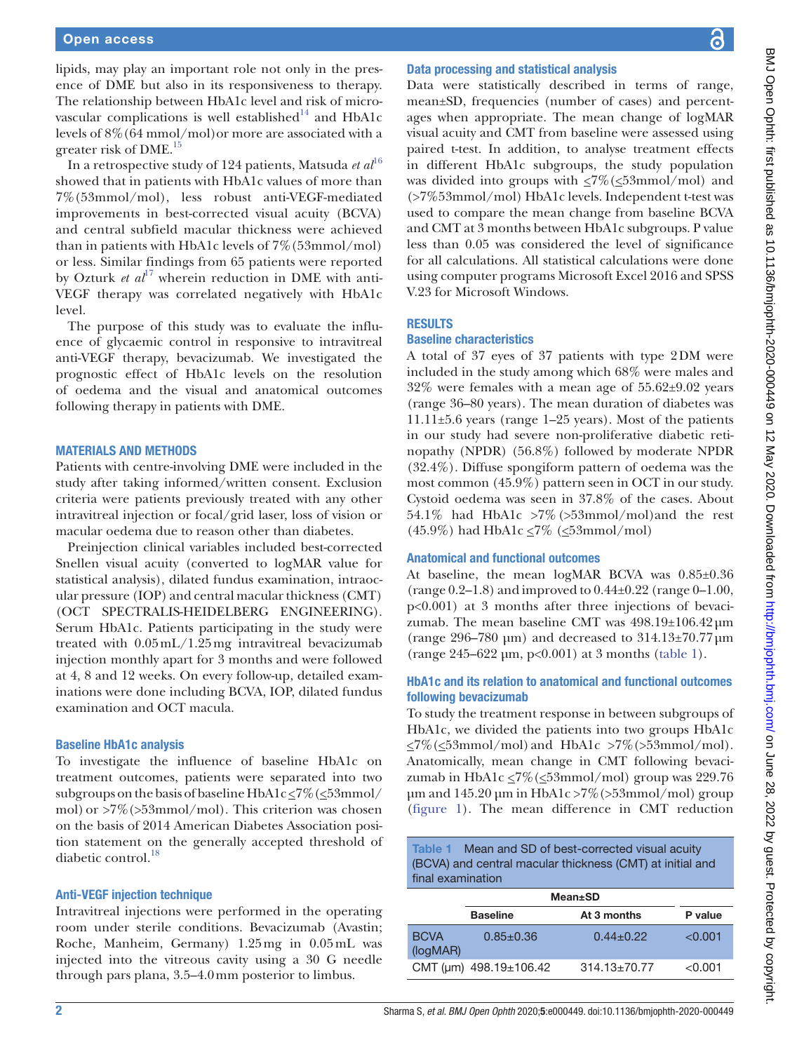lipids, may play an important role not only in the presence of DME but also in its responsiveness to therapy. The relationship between HbA1c level and risk of microvascular complications is well established[14] and HbA1c levels of 8% (64 mmol/mol) or more are associated with a greater risk of DME.[15]

In a retrospective study of 124 patients, Matsuda *et al*[16] showed that in patients with HbA1c values of more than 7% (53mmol/mol), less robust anti-VEGF-mediated improvements in best-corrected visual acuity (BCVA) and central subfield macular thickness were achieved than in patients with HbA1c levels of 7% (53mmol/mol) or less. Similar findings from 65 patients were reported by Ozturk *et al*[17] wherein reduction in DME with anti-VEGF therapy was correlated negatively with HbA1c level.

The purpose of this study was to evaluate the influence of glycaemic control in responsive to intravitreal anti-VEGF therapy, bevacizumab. We investigated the prognostic effect of HbA1c levels on the resolution of oedema and the visual and anatomical outcomes following therapy in patients with DME.

## MATERIALS AND METHODS

Patients with centre-involving DME were included in the study after taking informed/written consent. Exclusion criteria were patients previously treated with any other intravitreal injection or focal/grid laser, loss of vision or macular oedema due to reason other than diabetes.

Preinjection clinical variables included best-corrected Snellen visual acuity (converted to logMAR value for statistical analysis), dilated fundus examination, intraocular pressure (IOP) and central macular thickness (CMT) (OCT SPECTRALIS-HEIDELBERG ENGINEERING). Serum HbA1c. Patients participating in the study were treated with 0.05 mL/1.25 mg intravitreal bevacizumab injection monthly apart for 3 months and were followed at 4, 8 and 12 weeks. On every follow-up, detailed examinations were done including BCVA, IOP, dilated fundus examination and OCT macula.

### Baseline HbA1c analysis

To investigate the influence of baseline HbA1c on treatment outcomes, patients were separated into two subgroups on the basis of baseline HbA1c ≤7% (≤53mmol/mol) or >7% (>53mmol/mol). This criterion was chosen on the basis of 2014 American Diabetes Association position statement on the generally accepted threshold of diabetic control.[18]

### Anti-VEGF injection technique

Intravitreal injections were performed in the operating room under sterile conditions. Bevacizumab (Avastin; Roche, Manheim, Germany) 1.25 mg in 0.05 mL was injected into the vitreous cavity using a 30 G needle through pars plana, 3.5–4.0 mm posterior to limbus.

### Data processing and statistical analysis

Data were statistically described in terms of range, mean±SD, frequencies (number of cases) and percentages when appropriate. The mean change of logMAR visual acuity and CMT from baseline were assessed using paired t-test. In addition, to analyse treatment effects in different HbA1c subgroups, the study population was divided into groups with ≤7% (≤53mmol/mol) and (>7%53mmol/mol) HbA1c levels. Independent t-test was used to compare the mean change from baseline BCVA and CMT at 3 months between HbA1c subgroups. P value less than 0.05 was considered the level of significance for all calculations. All statistical calculations were done using computer programs Microsoft Excel 2016 and SPSS V.23 for Microsoft Windows.

## RESULTS

### Baseline characteristics

A total of 37 eyes of 37 patients with type 2 DM were included in the study among which 68% were males and 32% were females with a mean age of 55.62±9.02 years (range 36–80 years). The mean duration of diabetes was 11.11±5.6 years (range 1–25 years). Most of the patients in our study had severe non-proliferative diabetic retinopathy (NPDR) (56.8%) followed by moderate NPDR (32.4%). Diffuse spongiform pattern of oedema was the most common (45.9%) pattern seen in OCT in our study. Cystoid oedema was seen in 37.8% of the cases. About 54.1% had HbA1c >7% (>53mmol/mol) and the rest (45.9%) had HbA1c ≤7% (≤53mmol/mol)

### Anatomical and functional outcomes

At baseline, the mean logMAR BCVA was 0.85±0.36 (range 0.2–1.8) and improved to 0.44±0.22 (range 0–1.00, p<0.001) at 3 months after three injections of bevacizumab. The mean baseline CMT was 498.19±106.42 µm (range 296–780 µm) and decreased to 314.13±70.77 µm (range 245–622 µm, p<0.001) at 3 months (table 1).

### HbA1c and its relation to anatomical and functional outcomes following bevacizumab

To study the treatment response in between subgroups of HbA1c, we divided the patients into two groups HbA1c ≤7% (≤53mmol/mol) and HbA1c >7% (>53mmol/mol). Anatomically, mean change in CMT following bevacizumab in HbA1c ≤7% (≤53mmol/mol) group was 229.76 µm and 145.20 µm in HbA1c >7% (>53mmol/mol) group (figure 1). The mean difference in CMT reduction

Table 1 Mean and SD of best-corrected visual acuity (BCVA) and central macular thickness (CMT) at initial and final examination

| | Mean±SD | | |
|---|---|---|---|
| | Baseline | At 3 months | P value |
| BCVA (logMAR) | 0.85±0.36 | 0.44±0.22 | <0.001 |
| CMT (µm) | 498.19±106.42 | 314.13±70.77 | <0.001 |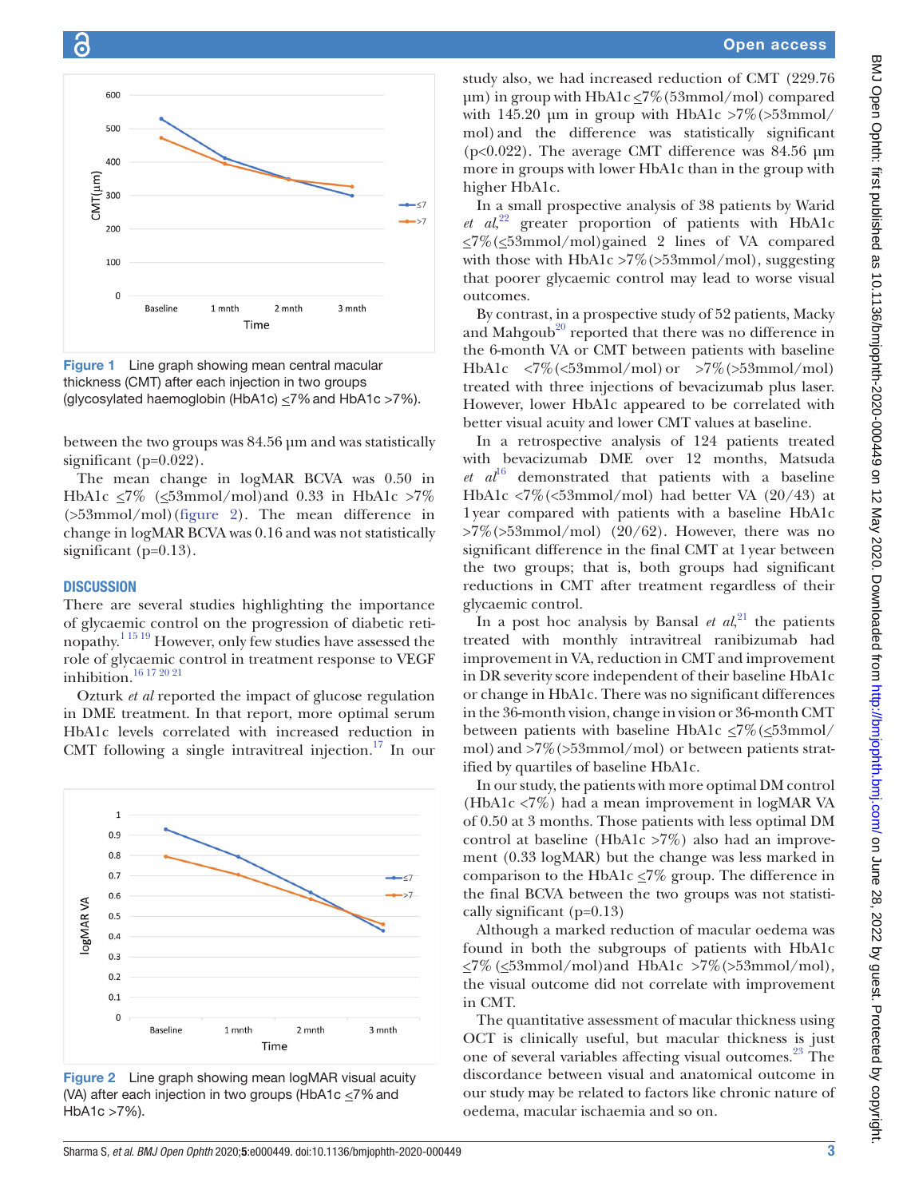Figure 1 Line graph showing mean central macular thickness (CMT) after each injection in two groups (glycosylated haemoglobin (HbA1c) ≤7% and HbA1c >7%).

between the two groups was 84.56 µm and was statistically significant (p=0.022).

The mean change in logMAR BCVA was 0.50 in HbA1c ≤7% (≤53mmol/mol) and 0.33 in HbA1c >7% (>53mmol/mol) (figure 2). The mean difference in change in logMAR BCVA was 0.16 and was not statistically significant (p=0.13).

## DISCUSSION

There are several studies highlighting the importance of glycaemic control on the progression of diabetic retinopathy.[1 15 19] However, only few studies have assessed the role of glycaemic control in treatment response to VEGF inhibition.[16 17 20 21]

Ozturk *et al* reported the impact of glucose regulation in DME treatment. In that report, more optimal serum HbA1c levels correlated with increased reduction in CMT following a single intravitreal injection.[17] In our study also, we had increased reduction of CMT (229.76 µm) in group with HbA1c ≤7% (53mmol/mol) compared with 145.20 µm in group with HbA1c >7% (>53mmol/mol) and the difference was statistically significant (p<0.022). The average CMT difference was 84.56 µm more in groups with lower HbA1c than in the group with higher HbA1c.

Figure 2 Line graph showing mean logMAR visual acuity (VA) after each injection in two groups (HbA1c ≤7% and HbA1c >7%).

In a small prospective analysis of 38 patients by Warid *et al*,[22] greater proportion of patients with HbA1c ≤7% (≤53mmol/mol) gained 2 lines of VA compared with those with HbA1c >7% (>53mmol/mol), suggesting that poorer glycaemic control may lead to worse visual outcomes.

By contrast, in a prospective study of 52 patients, Macky and Mahgoub[20] reported that there was no difference in the 6-month VA or CMT between patients with baseline HbA1c <7% (<53mmol/mol) or >7% (>53mmol/mol) treated with three injections of bevacizumab plus laser. However, lower HbA1c appeared to be correlated with better visual acuity and lower CMT values at baseline.

In a retrospective analysis of 124 patients treated with bevacizumab DME over 12 months, Matsuda *et al*[16] demonstrated that patients with a baseline HbA1c <7% (<53mmol/mol) had better VA (20/43) at 1 year compared with patients with a baseline HbA1c >7% (>53mmol/mol) (20/62). However, there was no significant difference in the final CMT at 1 year between the two groups; that is, both groups had significant reductions in CMT after treatment regardless of their glycaemic control.

In a post hoc analysis by Bansal *et al*,[21] the patients treated with monthly intravitreal ranibizumab had improvement in VA, reduction in CMT and improvement in DR severity score independent of their baseline HbA1c or change in HbA1c. There was no significant differences in the 36-month vision, change in vision or 36-month CMT between patients with baseline HbA1c ≤7% (≤53mmol/mol) and >7% (>53mmol/mol) or between patients stratified by quartiles of baseline HbA1c.

In our study, the patients with more optimal DM control (HbA1c <7%) had a mean improvement in logMAR VA of 0.50 at 3 months. Those patients with less optimal DM control at baseline (HbA1c >7%) also had an improvement (0.33 logMAR) but the change was less marked in comparison to the HbA1c ≤7% group. The difference in the final BCVA between the two groups was not statistically significant (p=0.13)

Although a marked reduction of macular oedema was found in both the subgroups of patients with HbA1c ≤7% (≤53mmol/mol) and HbA1c >7% (>53mmol/mol), the visual outcome did not correlate with improvement in CMT.

The quantitative assessment of macular thickness using OCT is clinically useful, but macular thickness is just one of several variables affecting visual outcomes.[23] The discordance between visual and anatomical outcome in our study may be related to factors like chronic nature of oedema, macular ischaemia and so on.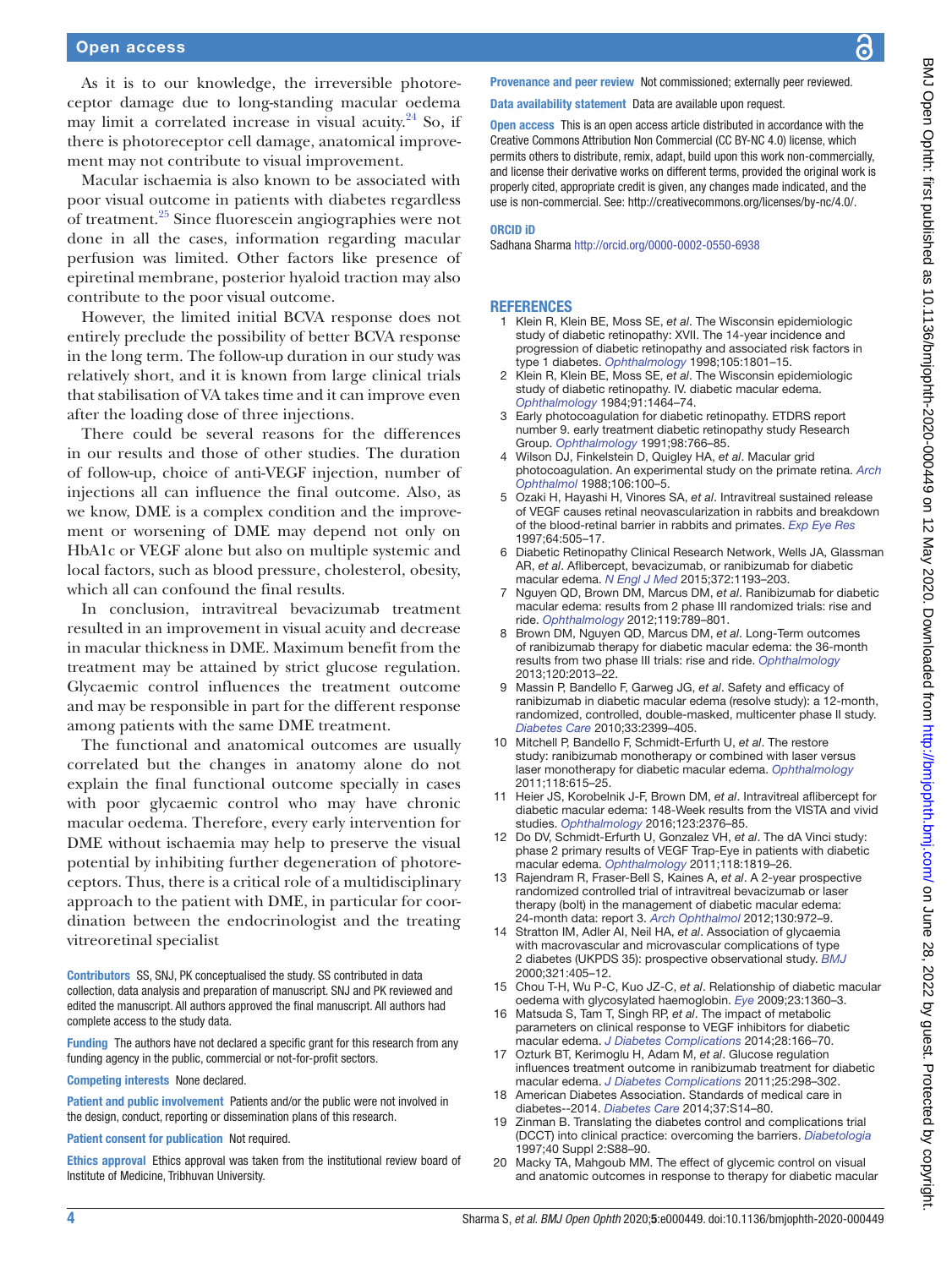As it is to our knowledge, the irreversible photoreceptor damage due to long-standing macular oedema may limit a correlated increase in visual acuity.[24] So, if there is photoreceptor cell damage, anatomical improvement may not contribute to visual improvement.

Macular ischaemia is also known to be associated with poor visual outcome in patients with diabetes regardless of treatment.[25] Since fluorescein angiographies were not done in all the cases, information regarding macular perfusion was limited. Other factors like presence of epiretinal membrane, posterior hyaloid traction may also contribute to the poor visual outcome.

However, the limited initial BCVA response does not entirely preclude the possibility of better BCVA response in the long term. The follow-up duration in our study was relatively short, and it is known from large clinical trials that stabilisation of VA takes time and it can improve even after the loading dose of three injections.

There could be several reasons for the differences in our results and those of other studies. The duration of follow-up, choice of anti-VEGF injection, number of injections all can influence the final outcome. Also, as we know, DME is a complex condition and the improvement or worsening of DME may depend not only on HbA1c or VEGF alone but also on multiple systemic and local factors, such as blood pressure, cholesterol, obesity, which all can confound the final results.

In conclusion, intravitreal bevacizumab treatment resulted in an improvement in visual acuity and decrease in macular thickness in DME. Maximum benefit from the treatment may be attained by strict glucose regulation. Glycaemic control influences the treatment outcome and may be responsible in part for the different response among patients with the same DME treatment.

The functional and anatomical outcomes are usually correlated but the changes in anatomy alone do not explain the final functional outcome specially in cases with poor glycaemic control who may have chronic macular oedema. Therefore, every early intervention for DME without ischaemia may help to preserve the visual potential by inhibiting further degeneration of photoreceptors. Thus, there is a critical role of a multidisciplinary approach to the patient with DME, in particular for coordination between the endocrinologist and the treating vitreoretinal specialist

**Contributors** SS, SNJ, PK conceptualised the study. SS contributed in data collection, data analysis and preparation of manuscript. SNJ and PK reviewed and edited the manuscript. All authors approved the final manuscript. All authors had complete access to the study data.

**Funding** The authors have not declared a specific grant for this research from any funding agency in the public, commercial or not-for-profit sectors.

**Competing interests** None declared.

**Patient and public involvement** Patients and/or the public were not involved in the design, conduct, reporting or dissemination plans of this research.

**Patient consent for publication** Not required.

**Ethics approval** Ethics approval was taken from the institutional review board of Institute of Medicine, Tribhuvan University.

**Provenance and peer review** Not commissioned; externally peer reviewed.

**Data availability statement** Data are available upon request.

**Open access** This is an open access article distributed in accordance with the Creative Commons Attribution Non Commercial (CC BY-NC 4.0) license, which permits others to distribute, remix, adapt, build upon this work non-commercially, and license their derivative works on different terms, provided the original work is properly cited, appropriate credit is given, any changes made indicated, and the use is non-commercial. See: http://creativecommons.org/licenses/by-nc/4.0/.

**ORCID iD**

Sadhana Sharma http://orcid.org/0000-0002-0550-6938

## REFERENCES

1. Klein R, Klein BE, Moss SE, *et al*. The Wisconsin epidemiologic study of diabetic retinopathy: XVII. The 14-year incidence and progression of diabetic retinopathy and associated risk factors in type 1 diabetes. *Ophthalmology* 1998;105:1801–15.
2. Klein R, Klein BE, Moss SE, *et al*. The Wisconsin epidemiologic study of diabetic retinopathy. IV. diabetic macular edema. *Ophthalmology* 1984;91:1464–74.
3. Early photocoagulation for diabetic retinopathy. ETDRS report number 9. early treatment diabetic retinopathy study Research Group. *Ophthalmology* 1991;98:766–85.
4. Wilson DJ, Finkelstein D, Quigley HA, *et al*. Macular grid photocoagulation. An experimental study on the primate retina. *Arch Ophthalmol* 1988;106:100–5.
5. Ozaki H, Hayashi H, Vinores SA, *et al*. Intravitreal sustained release of VEGF causes retinal neovascularization in rabbits and breakdown of the blood-retinal barrier in rabbits and primates. *Exp Eye Res* 1997;64:505–17.
6. Diabetic Retinopathy Clinical Research Network, Wells JA, Glassman AR, *et al*. Aflibercept, bevacizumab, or ranibizumab for diabetic macular edema. *N Engl J Med* 2015;372:1193–203.
7. Nguyen QD, Brown DM, Marcus DM, *et al*. Ranibizumab for diabetic macular edema: results from 2 phase III randomized trials: rise and ride. *Ophthalmology* 2012;119:789–801.
8. Brown DM, Nguyen QD, Marcus DM, *et al*. Long-Term outcomes of ranibizumab therapy for diabetic macular edema: the 36-month results from two phase III trials: rise and ride. *Ophthalmology* 2013;120:2013–22.
9. Massin P, Bandello F, Garweg JG, *et al*. Safety and efficacy of ranibizumab in diabetic macular edema (resolve study): a 12-month, randomized, controlled, double-masked, multicenter phase II study. *Diabetes Care* 2010;33:2399–405.
10. Mitchell P, Bandello F, Schmidt-Erfurth U, *et al*. The restore study: ranibizumab monotherapy or combined with laser versus laser monotherapy for diabetic macular edema. *Ophthalmology* 2011;118:615–25.
11. Heier JS, Korobelnik J-F, Brown DM, *et al*. Intravitreal aflibercept for diabetic macular edema: 148-Week results from the VISTA and vivid studies. *Ophthalmology* 2016;123:2376–85.
12. Do DV, Schmidt-Erfurth U, Gonzalez VH, *et al*. The dA Vinci study: phase 2 primary results of VEGF Trap-Eye in patients with diabetic macular edema. *Ophthalmology* 2011;118:1819–26.
13. Rajendram R, Fraser-Bell S, Kaines A, *et al*. A 2-year prospective randomized controlled trial of intravitreal bevacizumab or laser therapy (bolt) in the management of diabetic macular edema: 24-month data: report 3. *Arch Ophthalmol* 2012;130:972–9.
14. Stratton IM, Adler AI, Neil HA, *et al*. Association of glycaemia with macrovascular and microvascular complications of type 2 diabetes (UKPDS 35): prospective observational study. *BMJ* 2000;321:405–12.
15. Chou T-H, Wu P-C, Kuo JZ-C, *et al*. Relationship of diabetic macular oedema with glycosylated haemoglobin. *Eye* 2009;23:1360–3.
16. Matsuda S, Tam T, Singh RP, *et al*. The impact of metabolic parameters on clinical response to VEGF inhibitors for diabetic macular edema. *J Diabetes Complications* 2014;28:166–70.
17. Ozturk BT, Kerimoglu H, Adam M, *et al*. Glucose regulation influences treatment outcome in ranibizumab treatment for diabetic macular edema. *J Diabetes Complications* 2011;25:298–302.
18. American Diabetes Association. Standards of medical care in diabetes--2014. *Diabetes Care* 2014;37:S14–80.
19. Zinman B. Translating the diabetes control and complications trial (DCCT) into clinical practice: overcoming the barriers. *Diabetologia* 1997;40 Suppl 2:S88–90.
20. Macky TA, Mahgoub MM. The effect of glycemic control on visual and anatomic outcomes in response to therapy for diabetic macular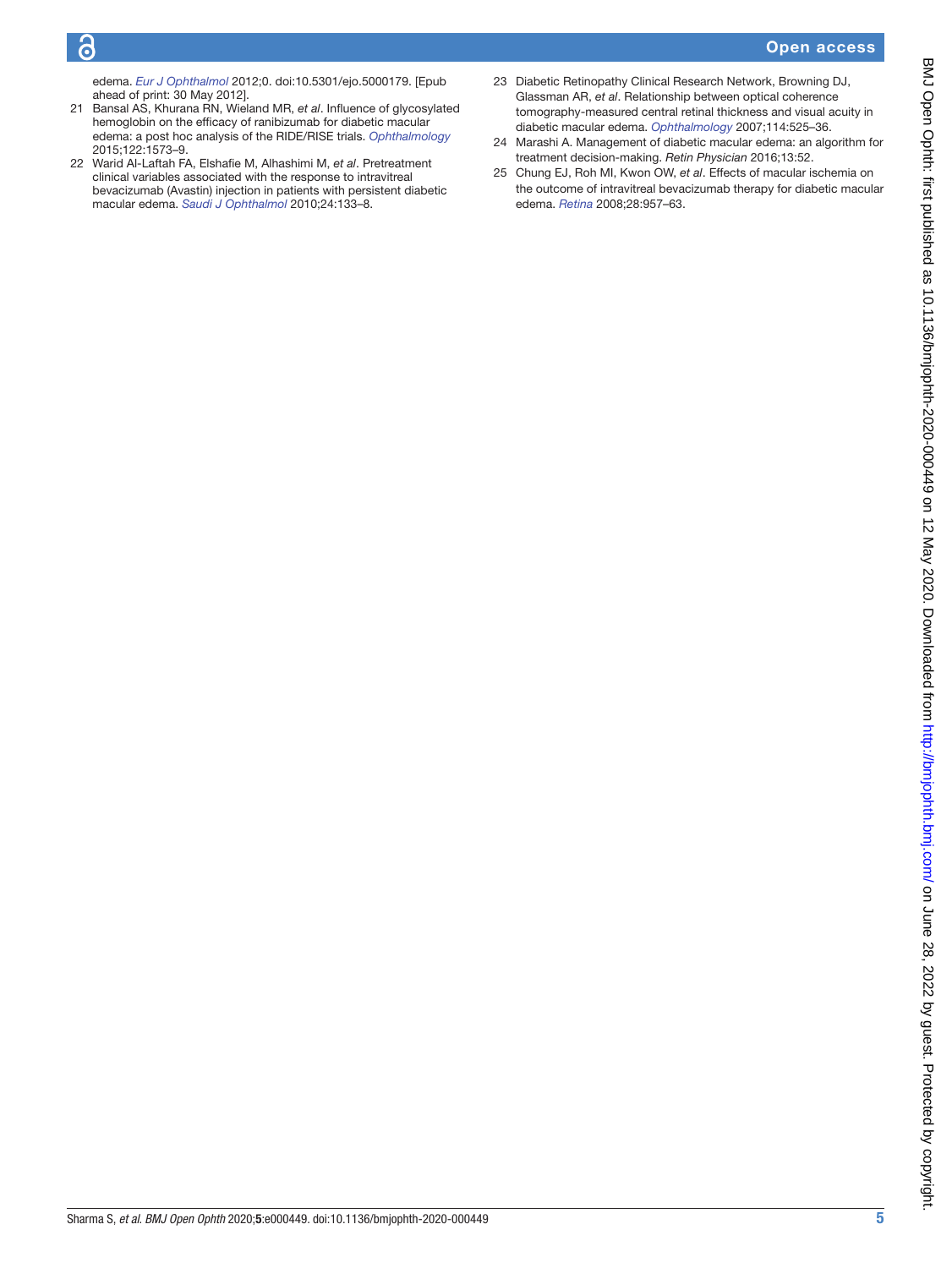edema. *Eur J Ophthalmol* 2012;0. doi:10.5301/ejo.5000179. [Epub ahead of print: 30 May 2012].

21 Bansal AS, Khurana RN, Wieland MR, *et al*. Influence of glycosylated hemoglobin on the efficacy of ranibizumab for diabetic macular edema: a post hoc analysis of the RIDE/RISE trials. *Ophthalmology* 2015;122:1573–9.

22 Warid Al-Laftah FA, Elshafie M, Alhashimi M, *et al*. Pretreatment clinical variables associated with the response to intravitreal bevacizumab (Avastin) injection in patients with persistent diabetic macular edema. *Saudi J Ophthalmol* 2010;24:133–8.

23 Diabetic Retinopathy Clinical Research Network, Browning DJ, Glassman AR, *et al*. Relationship between optical coherence tomography-measured central retinal thickness and visual acuity in diabetic macular edema. *Ophthalmology* 2007;114:525–36.

24 Marashi A. Management of diabetic macular edema: an algorithm for treatment decision-making. *Retin Physician* 2016;13:52.

25 Chung EJ, Roh MI, Kwon OW, *et al*. Effects of macular ischemia on the outcome of intravitreal bevacizumab therapy for diabetic macular edema. *Retina* 2008;28:957–63.